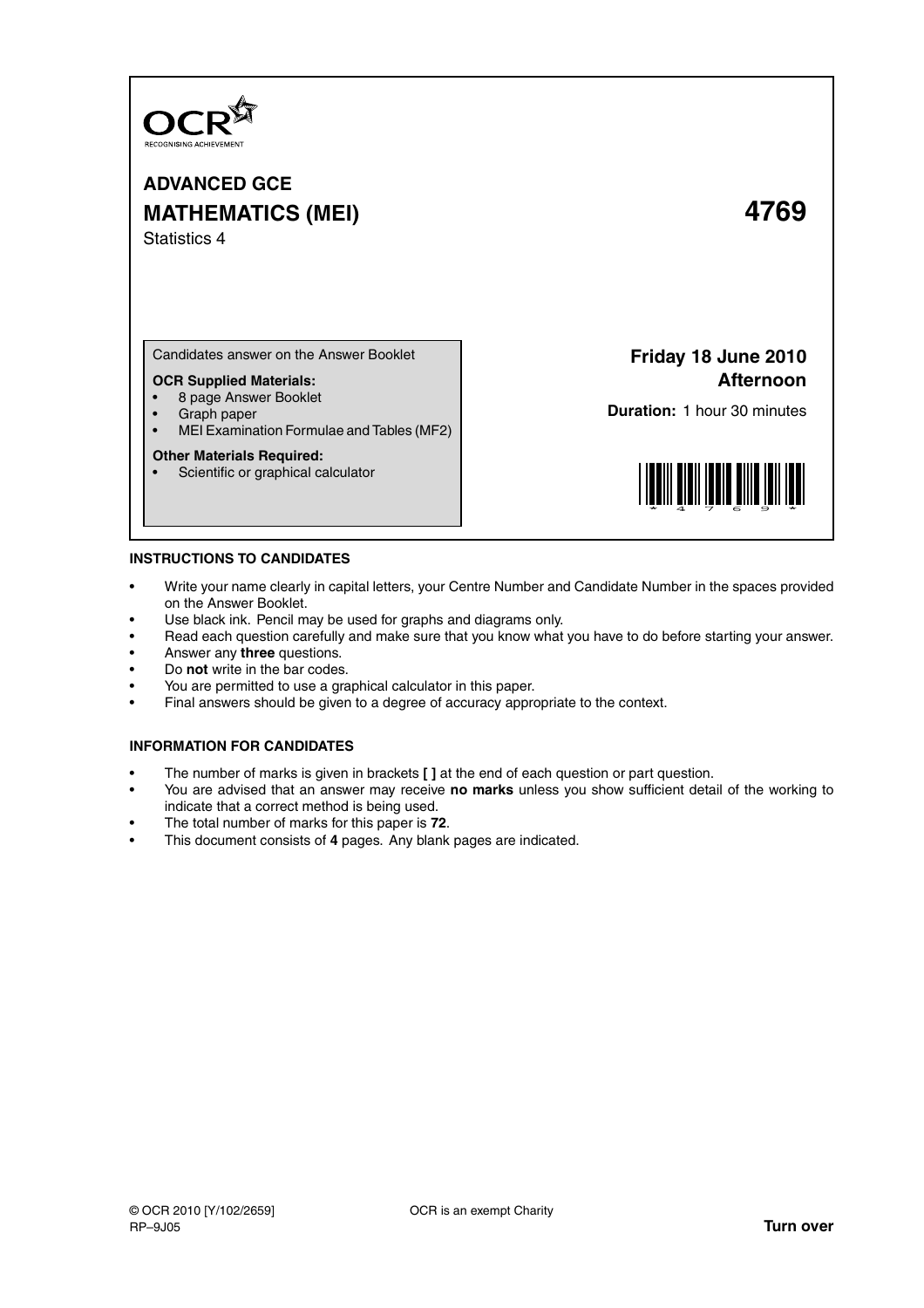OCR
RECOGNISING ACHIEVEMENT

# ADVANCED GCE
# MATHEMATICS (MEI) 4769

Statistics 4

Candidates answer on the Answer Booklet

**OCR Supplied Materials:**

- 8 page Answer Booklet
- Graph paper
- MEI Examination Formulae and Tables (MF2)

**Other Materials Required:**

- Scientific or graphical calculator

**Friday 18 June 2010**
**Afternoon**

**Duration:** 1 hour 30 minutes

## INSTRUCTIONS TO CANDIDATES

- Write your name clearly in capital letters, your Centre Number and Candidate Number in the spaces provided on the Answer Booklet.
- Use black ink. Pencil may be used for graphs and diagrams only.
- Read each question carefully and make sure that you know what you have to do before starting your answer.
- Answer any **three** questions.
- Do **not** write in the bar codes.
- You are permitted to use a graphical calculator in this paper.
- Final answers should be given to a degree of accuracy appropriate to the context.

## INFORMATION FOR CANDIDATES

- The number of marks is given in brackets **[ ]** at the end of each question or part question.
- You are advised that an answer may receive **no marks** unless you show sufficient detail of the working to indicate that a correct method is being used.
- The total number of marks for this paper is **72**.
- This document consists of **4** pages. Any blank pages are indicated.

© OCR 2010 [Y/102/2659]
RP–9J05

OCR is an exempt Charity

**Turn over**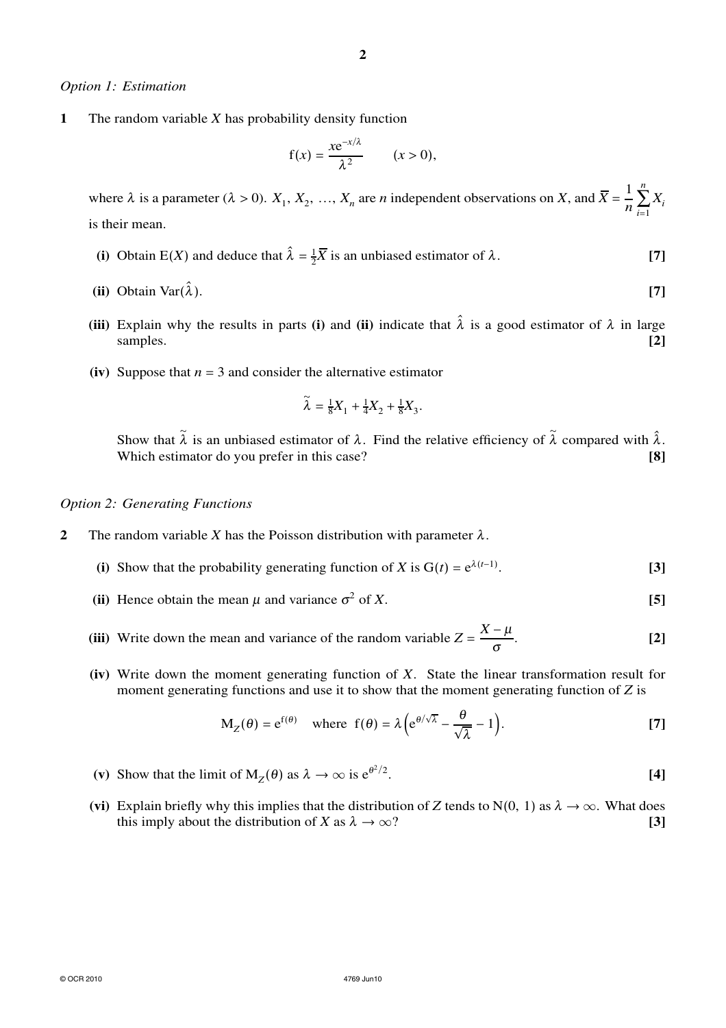*Option 1: Estimation*

**1** The random variable $X$ has probability density function

$$f(x) = \frac{xe^{-x/\lambda}}{\lambda^2} \qquad (x > 0),$$

where $\lambda$ is a parameter ($\lambda > 0$). $X_1, X_2, \ldots, X_n$ are $n$ independent observations on $X$, and $\overline{X} = \frac{1}{n}\sum_{i=1}^{n} X_i$ is their mean.

**(i)** Obtain $E(X)$ and deduce that $\hat{\lambda} = \frac{1}{2}\overline{X}$ is an unbiased estimator of $\lambda$. **[7]**

**(ii)** Obtain $\text{Var}(\hat{\lambda})$. **[7]**

**(iii)** Explain why the results in parts **(i)** and **(ii)** indicate that $\hat{\lambda}$ is a good estimator of $\lambda$ in large samples. **[2]**

**(iv)** Suppose that $n = 3$ and consider the alternative estimator

$$\tilde{\lambda} = \tfrac{1}{8}X_1 + \tfrac{1}{4}X_2 + \tfrac{1}{8}X_3.$$

Show that $\tilde{\lambda}$ is an unbiased estimator of $\lambda$. Find the relative efficiency of $\tilde{\lambda}$ compared with $\hat{\lambda}$. Which estimator do you prefer in this case? **[8]**

*Option 2: Generating Functions*

**2** The random variable $X$ has the Poisson distribution with parameter $\lambda$.

**(i)** Show that the probability generating function of $X$ is $G(t) = e^{\lambda(t-1)}$. **[3]**

**(ii)** Hence obtain the mean $\mu$ and variance $\sigma^2$ of $X$. **[5]**

**(iii)** Write down the mean and variance of the random variable $Z = \dfrac{X - \mu}{\sigma}$. **[2]**

**(iv)** Write down the moment generating function of $X$. State the linear transformation result for moment generating functions and use it to show that the moment generating function of $Z$ is

$$M_Z(\theta) = e^{f(\theta)} \quad \text{where} \;\; f(\theta) = \lambda\left(e^{\theta/\sqrt{\lambda}} - \frac{\theta}{\sqrt{\lambda}} - 1\right). \qquad \textbf{[7]}$$

**(v)** Show that the limit of $M_Z(\theta)$ as $\lambda \to \infty$ is $e^{\theta^2/2}$. **[4]**

**(vi)** Explain briefly why this implies that the distribution of $Z$ tends to $N(0, 1)$ as $\lambda \to \infty$. What does this imply about the distribution of $X$ as $\lambda \to \infty$? **[3]**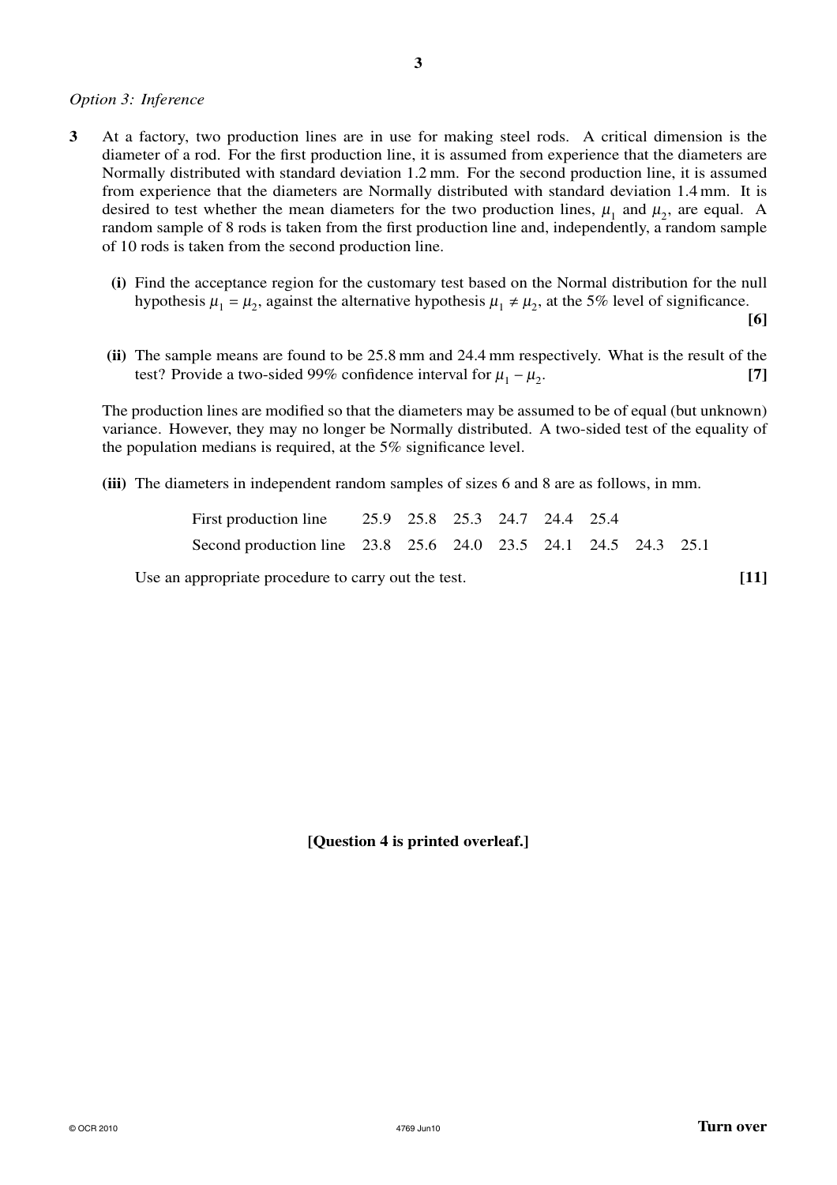*Option 3: Inference*

**3** At a factory, two production lines are in use for making steel rods. A critical dimension is the diameter of a rod. For the first production line, it is assumed from experience that the diameters are Normally distributed with standard deviation 1.2 mm. For the second production line, it is assumed from experience that the diameters are Normally distributed with standard deviation 1.4 mm. It is desired to test whether the mean diameters for the two production lines, $\mu_1$ and $\mu_2$, are equal. A random sample of 8 rods is taken from the first production line and, independently, a random sample of 10 rods is taken from the second production line.

**(i)** Find the acceptance region for the customary test based on the Normal distribution for the null hypothesis $\mu_1 = \mu_2$, against the alternative hypothesis $\mu_1 \neq \mu_2$, at the 5% level of significance. **[6]**

**(ii)** The sample means are found to be 25.8 mm and 24.4 mm respectively. What is the result of the test? Provide a two-sided 99% confidence interval for $\mu_1 - \mu_2$. **[7]**

The production lines are modified so that the diameters may be assumed to be of equal (but unknown) variance. However, they may no longer be Normally distributed. A two-sided test of the equality of the population medians is required, at the 5% significance level.

**(iii)** The diameters in independent random samples of sizes 6 and 8 are as follows, in mm.

| | | | | | | | | |
|---|---|---|---|---|---|---|---|---|
| First production line | 25.9 | 25.8 | 25.3 | 24.7 | 24.4 | 25.4 | | |
| Second production line | 23.8 | 25.6 | 24.0 | 23.5 | 24.1 | 24.5 | 24.3 | 25.1 |

Use an appropriate procedure to carry out the test. **[11]**

**[Question 4 is printed overleaf.]**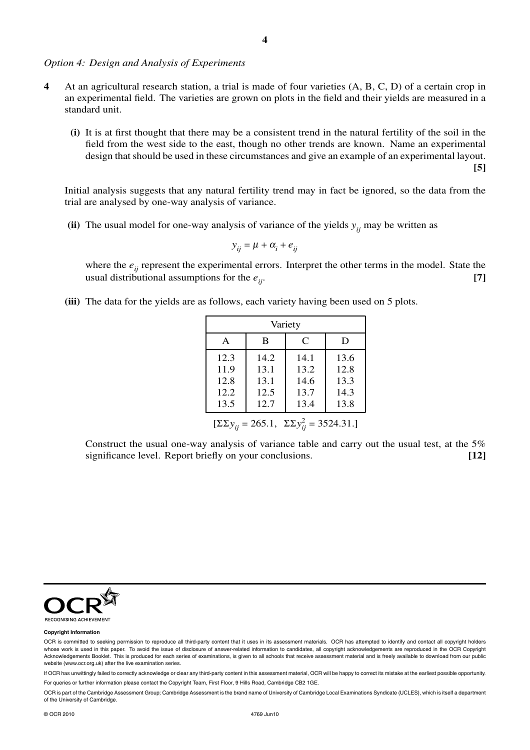*Option 4: Design and Analysis of Experiments*

**4** At an agricultural research station, a trial is made of four varieties (A, B, C, D) of a certain crop in an experimental field. The varieties are grown on plots in the field and their yields are measured in a standard unit.

**(i)** It is at first thought that there may be a consistent trend in the natural fertility of the soil in the field from the west side to the east, though no other trends are known. Name an experimental design that should be used in these circumstances and give an example of an experimental layout. **[5]**

Initial analysis suggests that any natural fertility trend may in fact be ignored, so the data from the trial are analysed by one-way analysis of variance.

**(ii)** The usual model for one-way analysis of variance of the yields $y_{ij}$ may be written as

$$y_{ij} = \mu + \alpha_i + e_{ij}$$

where the $e_{ij}$ represent the experimental errors. Interpret the other terms in the model. State the usual distributional assumptions for the $e_{ij}$. **[7]**

**(iii)** The data for the yields are as follows, each variety having been used on 5 plots.

| Variety | | | |
|---|---|---|---|
| A | B | C | D |
| 12.3 | 14.2 | 14.1 | 13.6 |
| 11.9 | 13.1 | 13.2 | 12.8 |
| 12.8 | 13.1 | 14.6 | 13.3 |
| 12.2 | 12.5 | 13.7 | 14.3 |
| 13.5 | 12.7 | 13.4 | 13.8 |

[$\Sigma\Sigma y_{ij} = 265.1$, $\Sigma\Sigma y_{ij}^2 = 3524.31$.]

Construct the usual one-way analysis of variance table and carry out the usual test, at the 5% significance level. Report briefly on your conclusions. **[12]**

**Copyright Information**

OCR is committed to seeking permission to reproduce all third-party content that it uses in its assessment materials. OCR has attempted to identify and contact all copyright holders whose work is used in this paper. To avoid the issue of disclosure of answer-related information to candidates, all copyright acknowledgements are reproduced in the OCR Copyright Acknowledgements Booklet. This is produced for each series of examinations, is given to all schools that receive assessment material and is freely available to download from our public website (www.ocr.org.uk) after the live examination series.

If OCR has unwittingly failed to correctly acknowledge or clear any third-party content in this assessment material, OCR will be happy to correct its mistake at the earliest possible opportunity.

For queries or further information please contact the Copyright Team, First Floor, 9 Hills Road, Cambridge CB2 1GE.

OCR is part of the Cambridge Assessment Group; Cambridge Assessment is the brand name of University of Cambridge Local Examinations Syndicate (UCLES), which is itself a department of the University of Cambridge.

© OCR 2010 4769 Jun10